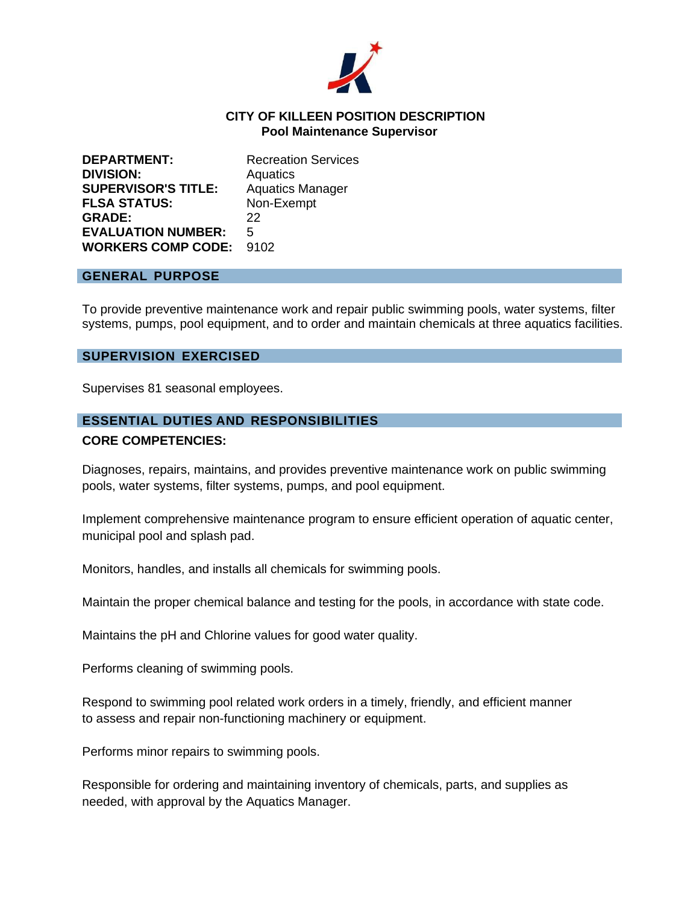# CITY OF KILLEEN POSITION DESCRIPTION
## Pool Maintenance Supervisor

**DEPARTMENT:** Recreation Services
**DIVISION:** Aquatics
**SUPERVISOR'S TITLE:** Aquatics Manager
**FLSA STATUS:** Non-Exempt
**GRADE:** 22
**EVALUATION NUMBER:** 5
**WORKERS COMP CODE:** 9102

## GENERAL PURPOSE

To provide preventive maintenance work and repair public swimming pools, water systems, filter systems, pumps, pool equipment, and to order and maintain chemicals at three aquatics facilities.

## SUPERVISION EXERCISED

Supervises 81 seasonal employees.

## ESSENTIAL DUTIES AND RESPONSIBILITIES

**CORE COMPETENCIES:**

Diagnoses, repairs, maintains, and provides preventive maintenance work on public swimming pools, water systems, filter systems, pumps, and pool equipment.

Implement comprehensive maintenance program to ensure efficient operation of aquatic center, municipal pool and splash pad.

Monitors, handles, and installs all chemicals for swimming pools.

Maintain the proper chemical balance and testing for the pools, in accordance with state code.

Maintains the pH and Chlorine values for good water quality.

Performs cleaning of swimming pools.

Respond to swimming pool related work orders in a timely, friendly, and efficient manner to assess and repair non-functioning machinery or equipment.

Performs minor repairs to swimming pools.

Responsible for ordering and maintaining inventory of chemicals, parts, and supplies as needed, with approval by the Aquatics Manager.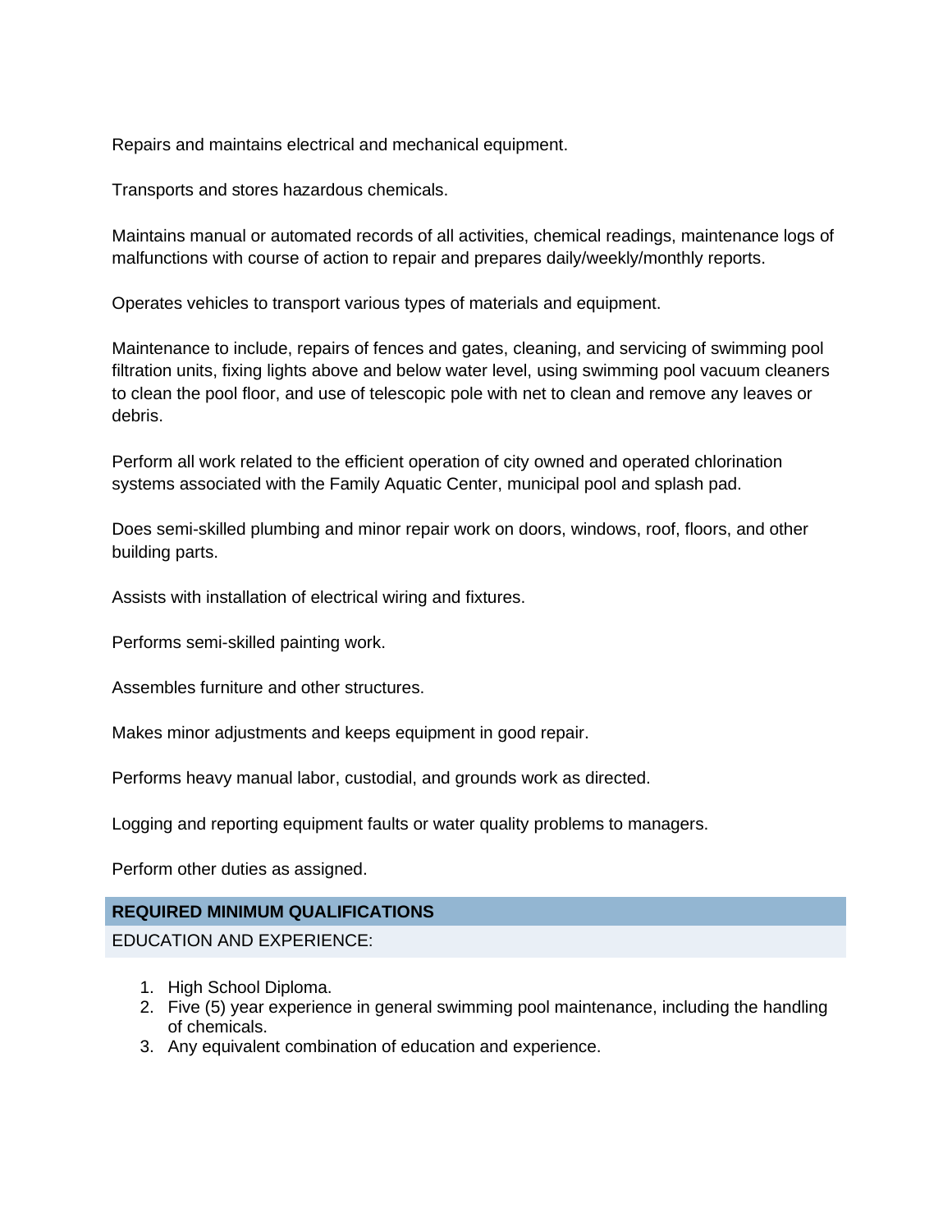Repairs and maintains electrical and mechanical equipment.

Transports and stores hazardous chemicals.

Maintains manual or automated records of all activities, chemical readings, maintenance logs of malfunctions with course of action to repair and prepares daily/weekly/monthly reports.

Operates vehicles to transport various types of materials and equipment.

Maintenance to include, repairs of fences and gates, cleaning, and servicing of swimming pool filtration units, fixing lights above and below water level, using swimming pool vacuum cleaners to clean the pool floor, and use of telescopic pole with net to clean and remove any leaves or debris.

Perform all work related to the efficient operation of city owned and operated chlorination systems associated with the Family Aquatic Center, municipal pool and splash pad.

Does semi-skilled plumbing and minor repair work on doors, windows, roof, floors, and other building parts.

Assists with installation of electrical wiring and fixtures.

Performs semi-skilled painting work.

Assembles furniture and other structures.

Makes minor adjustments and keeps equipment in good repair.

Performs heavy manual labor, custodial, and grounds work as directed.

Logging and reporting equipment faults or water quality problems to managers.

Perform other duties as assigned.

## REQUIRED MINIMUM QUALIFICATIONS

EDUCATION AND EXPERIENCE:

1. High School Diploma.
2. Five (5) year experience in general swimming pool maintenance, including the handling of chemicals.
3. Any equivalent combination of education and experience.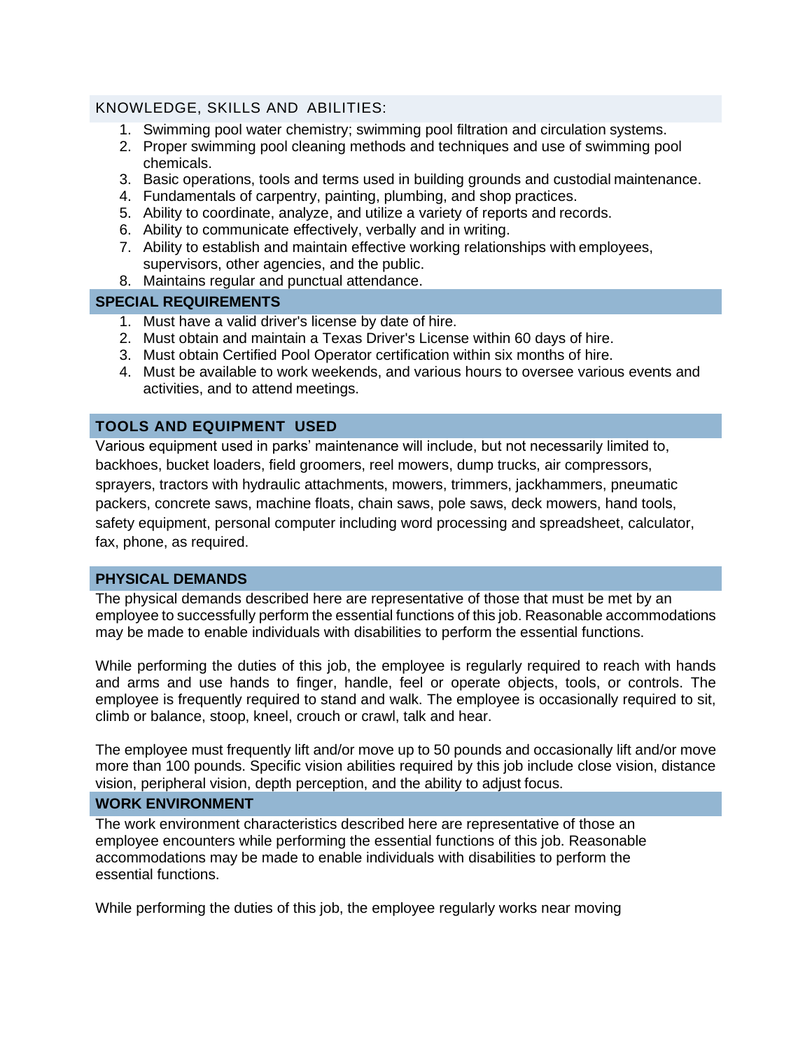## KNOWLEDGE, SKILLS AND ABILITIES:

1. Swimming pool water chemistry; swimming pool filtration and circulation systems.
2. Proper swimming pool cleaning methods and techniques and use of swimming pool chemicals.
3. Basic operations, tools and terms used in building grounds and custodial maintenance.
4. Fundamentals of carpentry, painting, plumbing, and shop practices.
5. Ability to coordinate, analyze, and utilize a variety of reports and records.
6. Ability to communicate effectively, verbally and in writing.
7. Ability to establish and maintain effective working relationships with employees, supervisors, other agencies, and the public.
8. Maintains regular and punctual attendance.

## SPECIAL REQUIREMENTS

1. Must have a valid driver's license by date of hire.
2. Must obtain and maintain a Texas Driver's License within 60 days of hire.
3. Must obtain Certified Pool Operator certification within six months of hire.
4. Must be available to work weekends, and various hours to oversee various events and activities, and to attend meetings.

## TOOLS AND EQUIPMENT USED

Various equipment used in parks' maintenance will include, but not necessarily limited to, backhoes, bucket loaders, field groomers, reel mowers, dump trucks, air compressors, sprayers, tractors with hydraulic attachments, mowers, trimmers, jackhammers, pneumatic packers, concrete saws, machine floats, chain saws, pole saws, deck mowers, hand tools, safety equipment, personal computer including word processing and spreadsheet, calculator, fax, phone, as required.

## PHYSICAL DEMANDS

The physical demands described here are representative of those that must be met by an employee to successfully perform the essential functions of this job. Reasonable accommodations may be made to enable individuals with disabilities to perform the essential functions.

While performing the duties of this job, the employee is regularly required to reach with hands and arms and use hands to finger, handle, feel or operate objects, tools, or controls. The employee is frequently required to stand and walk. The employee is occasionally required to sit, climb or balance, stoop, kneel, crouch or crawl, talk and hear.

The employee must frequently lift and/or move up to 50 pounds and occasionally lift and/or move more than 100 pounds. Specific vision abilities required by this job include close vision, distance vision, peripheral vision, depth perception, and the ability to adjust focus.

## WORK ENVIRONMENT

The work environment characteristics described here are representative of those an employee encounters while performing the essential functions of this job. Reasonable accommodations may be made to enable individuals with disabilities to perform the essential functions.

While performing the duties of this job, the employee regularly works near moving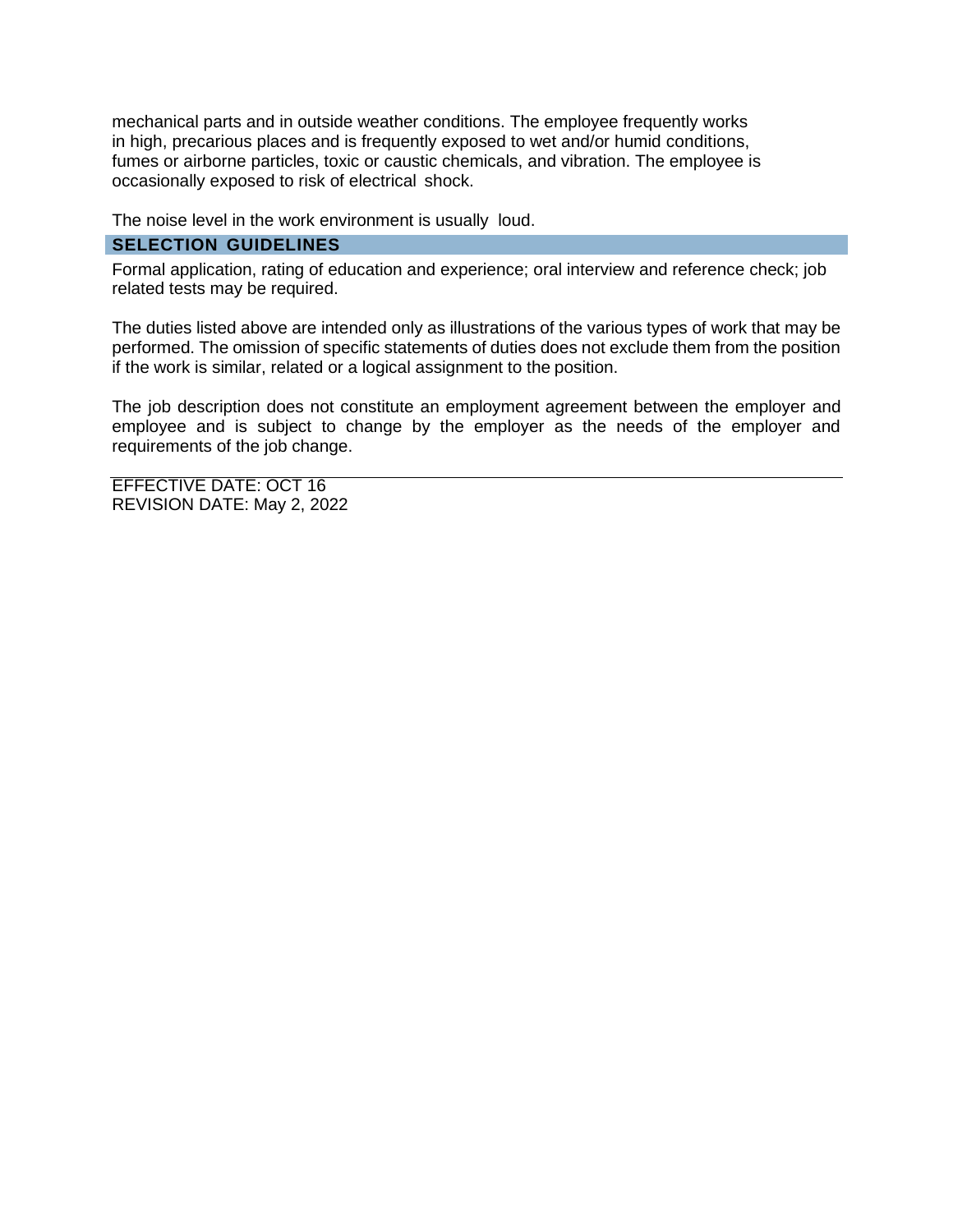mechanical parts and in outside weather conditions. The employee frequently works in high, precarious places and is frequently exposed to wet and/or humid conditions, fumes or airborne particles, toxic or caustic chemicals, and vibration. The employee is occasionally exposed to risk of electrical shock.

The noise level in the work environment is usually loud.

## SELECTION GUIDELINES

Formal application, rating of education and experience; oral interview and reference check; job related tests may be required.

The duties listed above are intended only as illustrations of the various types of work that may be performed. The omission of specific statements of duties does not exclude them from the position if the work is similar, related or a logical assignment to the position.

The job description does not constitute an employment agreement between the employer and employee and is subject to change by the employer as the needs of the employer and requirements of the job change.

---

EFFECTIVE DATE: OCT 16
REVISION DATE: May 2, 2022